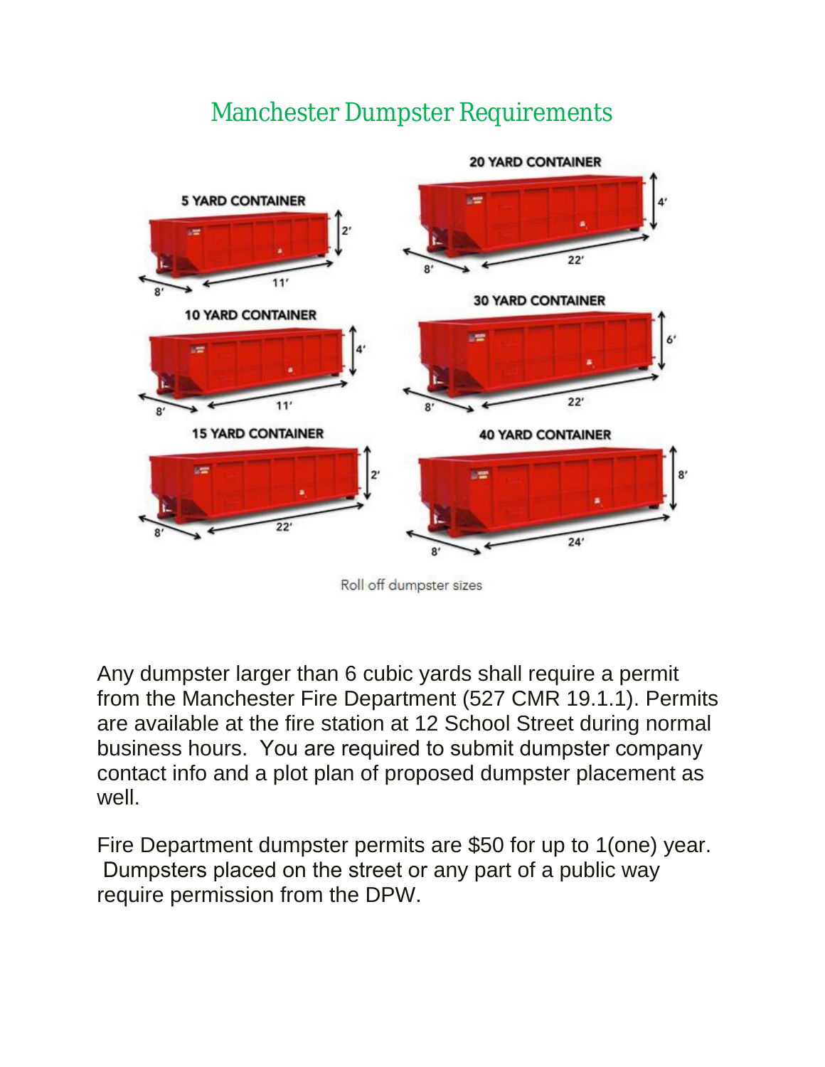# Manchester Dumpster Requirements

Roll off dumpster sizes

Any dumpster larger than 6 cubic yards shall require a permit from the Manchester Fire Department (527 CMR 19.1.1). Permits are available at the fire station at 12 School Street during normal business hours. You are required to submit dumpster company contact info and a plot plan of proposed dumpster placement as well.

Fire Department dumpster permits are $50 for up to 1(one) year. Dumpsters placed on the street or any part of a public way require permission from the DPW.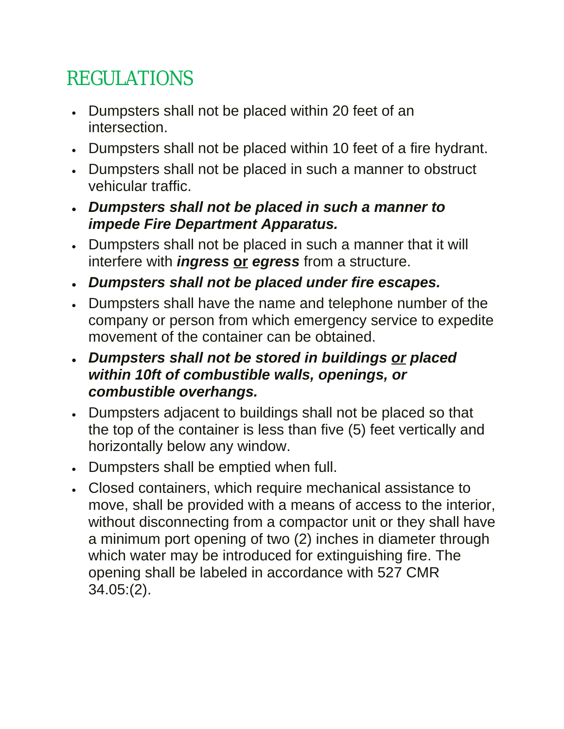## REGULATIONS

- Dumpsters shall not be placed within 20 feet of an intersection.
- Dumpsters shall not be placed within 10 feet of a fire hydrant.
- Dumpsters shall not be placed in such a manner to obstruct vehicular traffic.
- ***Dumpsters shall not be placed in such a manner to impede Fire Department Apparatus.***
- Dumpsters shall not be placed in such a manner that it will interfere with ***ingress*** <u>**or**</u> ***egress*** from a structure.
- ***Dumpsters shall not be placed under fire escapes.***
- Dumpsters shall have the name and telephone number of the company or person from which emergency service to expedite movement of the container can be obtained.
- ***Dumpsters shall not be stored in buildings <u>or</u> placed within 10ft of combustible walls, openings, or combustible overhangs.***
- Dumpsters adjacent to buildings shall not be placed so that the top of the container is less than five (5) feet vertically and horizontally below any window.
- Dumpsters shall be emptied when full.
- Closed containers, which require mechanical assistance to move, shall be provided with a means of access to the interior, without disconnecting from a compactor unit or they shall have a minimum port opening of two (2) inches in diameter through which water may be introduced for extinguishing fire. The opening shall be labeled in accordance with 527 CMR 34.05:(2).